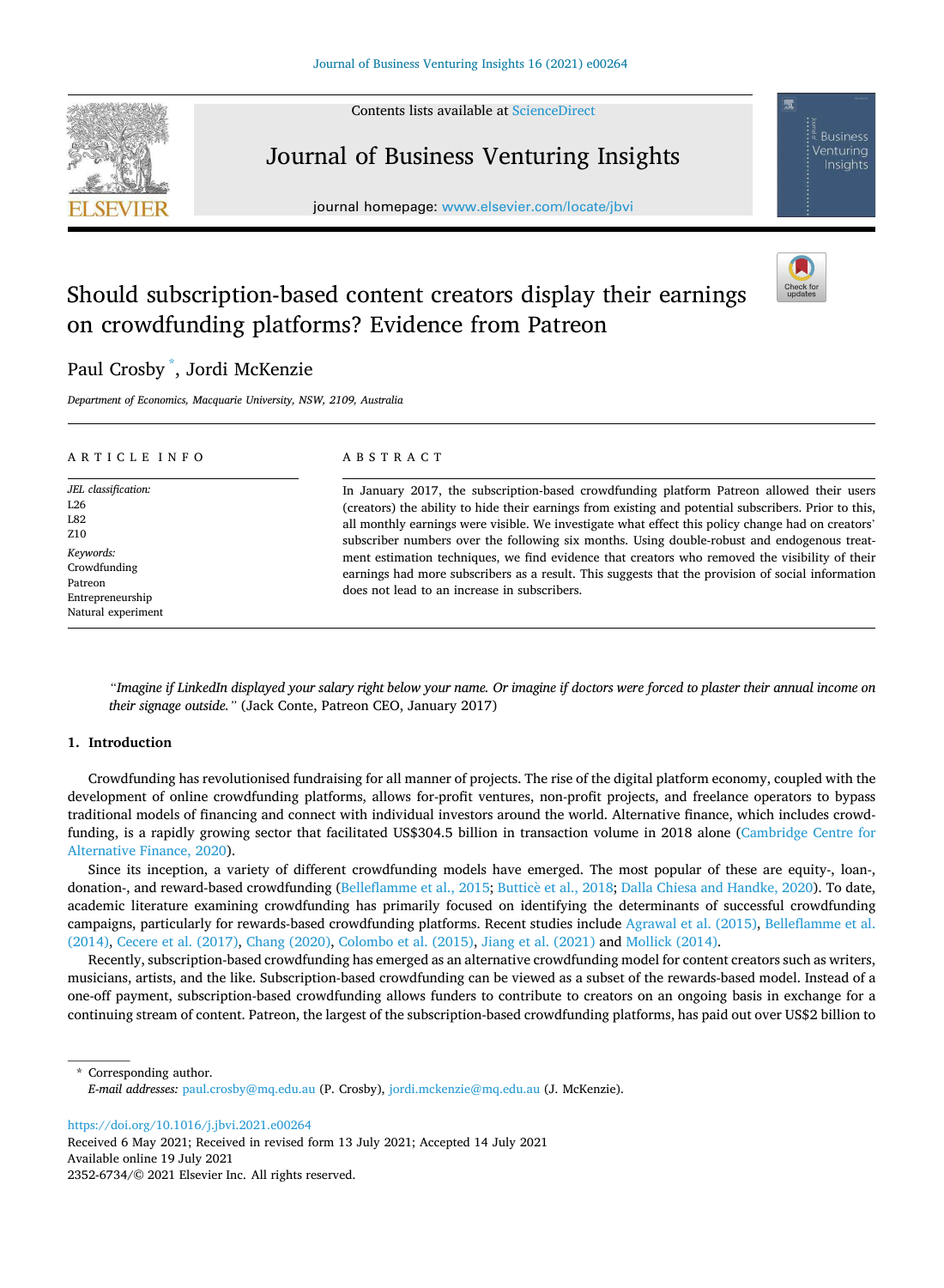# Should subscription-based content creators display their earnings on crowdfunding platforms? Evidence from Patreon

Paul Crosby *, Jordi McKenzie

*Department of Economics, Macquarie University, NSW, 2109, Australia*

## ARTICLE INFO

*JEL classification:*
L26
L82
Z10

*Keywords:*
Crowdfunding
Patreon
Entrepreneurship
Natural experiment

## ABSTRACT

In January 2017, the subscription-based crowdfunding platform Patreon allowed their users (creators) the ability to hide their earnings from existing and potential subscribers. Prior to this, all monthly earnings were visible. We investigate what effect this policy change had on creators' subscriber numbers over the following six months. Using double-robust and endogenous treatment estimation techniques, we find evidence that creators who removed the visibility of their earnings had more subscribers as a result. This suggests that the provision of social information does not lead to an increase in subscribers.

> *"Imagine if LinkedIn displayed your salary right below your name. Or imagine if doctors were forced to plaster their annual income on their signage outside."* (Jack Conte, Patreon CEO, January 2017)

## 1. Introduction

Crowdfunding has revolutionised fundraising for all manner of projects. The rise of the digital platform economy, coupled with the development of online crowdfunding platforms, allows for-profit ventures, non-profit projects, and freelance operators to bypass traditional models of financing and connect with individual investors around the world. Alternative finance, which includes crowdfunding, is a rapidly growing sector that facilitated US$304.5 billion in transaction volume in 2018 alone (Cambridge Centre for Alternative Finance, 2020).

Since its inception, a variety of different crowdfunding models have emerged. The most popular of these are equity-, loan-, donation-, and reward-based crowdfunding (Belleflamme et al., 2015; Butticè et al., 2018; Dalla Chiesa and Handke, 2020). To date, academic literature examining crowdfunding has primarily focused on identifying the determinants of successful crowdfunding campaigns, particularly for rewards-based crowdfunding platforms. Recent studies include Agrawal et al. (2015), Belleflamme et al. (2014), Cecere et al. (2017), Chang (2020), Colombo et al. (2015), Jiang et al. (2021) and Mollick (2014).

Recently, subscription-based crowdfunding has emerged as an alternative crowdfunding model for content creators such as writers, musicians, artists, and the like. Subscription-based crowdfunding can be viewed as a subset of the rewards-based model. Instead of a one-off payment, subscription-based crowdfunding allows funders to contribute to creators on an ongoing basis in exchange for a continuing stream of content. Patreon, the largest of the subscription-based crowdfunding platforms, has paid out over US$2 billion to

* Corresponding author.
*E-mail addresses:* paul.crosby@mq.edu.au (P. Crosby), jordi.mckenzie@mq.edu.au (J. McKenzie).

https://doi.org/10.1016/j.jbvi.2021.e00264
Received 6 May 2021; Received in revised form 13 July 2021; Accepted 14 July 2021
Available online 19 July 2021
2352-6734/© 2021 Elsevier Inc. All rights reserved.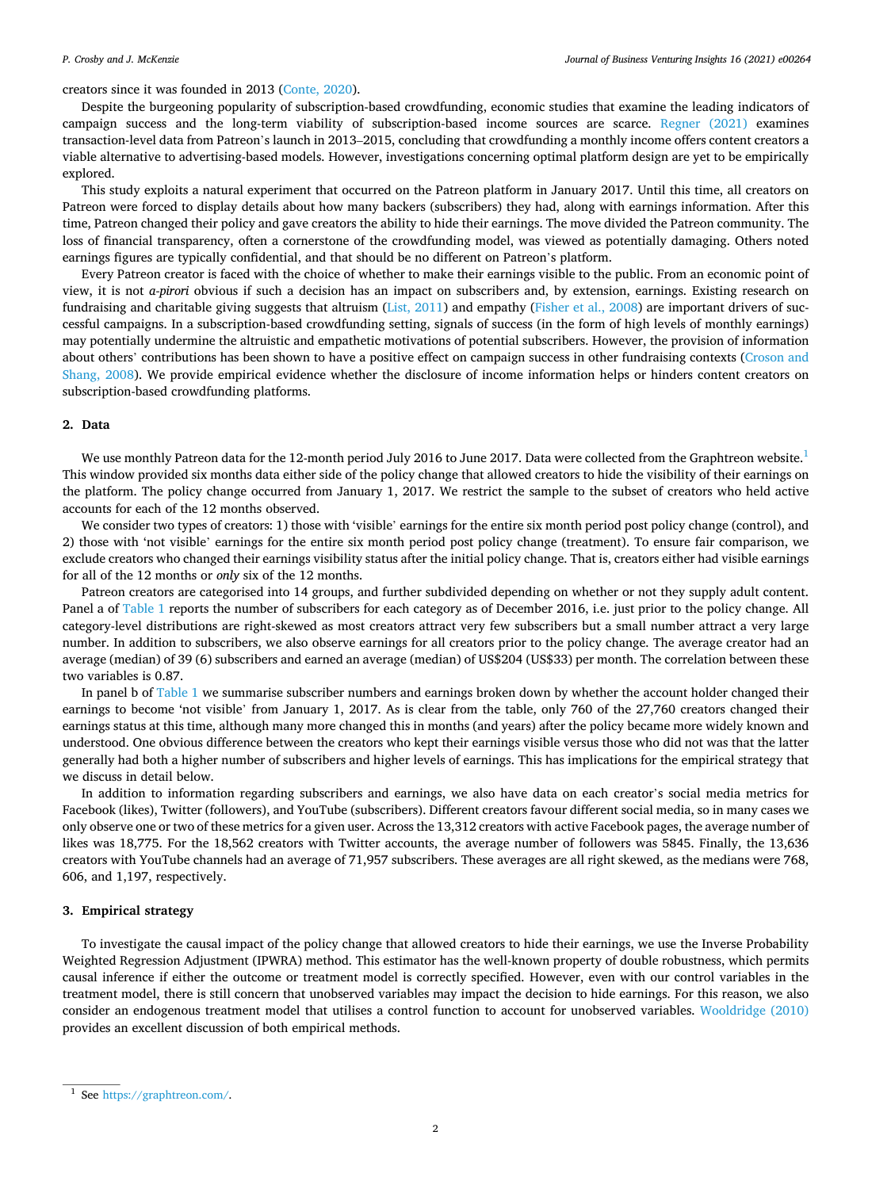creators since it was founded in 2013 (Conte, 2020).

Despite the burgeoning popularity of subscription-based crowdfunding, economic studies that examine the leading indicators of campaign success and the long-term viability of subscription-based income sources are scarce. Regner (2021) examines transaction-level data from Patreon's launch in 2013–2015, concluding that crowdfunding a monthly income offers content creators a viable alternative to advertising-based models. However, investigations concerning optimal platform design are yet to be empirically explored.

This study exploits a natural experiment that occurred on the Patreon platform in January 2017. Until this time, all creators on Patreon were forced to display details about how many backers (subscribers) they had, along with earnings information. After this time, Patreon changed their policy and gave creators the ability to hide their earnings. The move divided the Patreon community. The loss of financial transparency, often a cornerstone of the crowdfunding model, was viewed as potentially damaging. Others noted earnings figures are typically confidential, and that should be no different on Patreon's platform.

Every Patreon creator is faced with the choice of whether to make their earnings visible to the public. From an economic point of view, it is not *a-pirori* obvious if such a decision has an impact on subscribers and, by extension, earnings. Existing research on fundraising and charitable giving suggests that altruism (List, 2011) and empathy (Fisher et al., 2008) are important drivers of successful campaigns. In a subscription-based crowdfunding setting, signals of success (in the form of high levels of monthly earnings) may potentially undermine the altruistic and empathetic motivations of potential subscribers. However, the provision of information about others' contributions has been shown to have a positive effect on campaign success in other fundraising contexts (Croson and Shang, 2008). We provide empirical evidence whether the disclosure of income information helps or hinders content creators on subscription-based crowdfunding platforms.

## 2. Data

We use monthly Patreon data for the 12-month period July 2016 to June 2017. Data were collected from the Graphtreon website.[1] This window provided six months data either side of the policy change that allowed creators to hide the visibility of their earnings on the platform. The policy change occurred from January 1, 2017. We restrict the sample to the subset of creators who held active accounts for each of the 12 months observed.

We consider two types of creators: 1) those with 'visible' earnings for the entire six month period post policy change (control), and 2) those with 'not visible' earnings for the entire six month period post policy change (treatment). To ensure fair comparison, we exclude creators who changed their earnings visibility status after the initial policy change. That is, creators either had visible earnings for all of the 12 months or *only* six of the 12 months.

Patreon creators are categorised into 14 groups, and further subdivided depending on whether or not they supply adult content. Panel a of Table 1 reports the number of subscribers for each category as of December 2016, i.e. just prior to the policy change. All category-level distributions are right-skewed as most creators attract very few subscribers but a small number attract a very large number. In addition to subscribers, we also observe earnings for all creators prior to the policy change. The average creator had an average (median) of 39 (6) subscribers and earned an average (median) of US$204 (US$33) per month. The correlation between these two variables is 0.87.

In panel b of Table 1 we summarise subscriber numbers and earnings broken down by whether the account holder changed their earnings to become 'not visible' from January 1, 2017. As is clear from the table, only 760 of the 27,760 creators changed their earnings status at this time, although many more changed this in months (and years) after the policy became more widely known and understood. One obvious difference between the creators who kept their earnings visible versus those who did not was that the latter generally had both a higher number of subscribers and higher levels of earnings. This has implications for the empirical strategy that we discuss in detail below.

In addition to information regarding subscribers and earnings, we also have data on each creator's social media metrics for Facebook (likes), Twitter (followers), and YouTube (subscribers). Different creators favour different social media, so in many cases we only observe one or two of these metrics for a given user. Across the 13,312 creators with active Facebook pages, the average number of likes was 18,775. For the 18,562 creators with Twitter accounts, the average number of followers was 5845. Finally, the 13,636 creators with YouTube channels had an average of 71,957 subscribers. These averages are all right skewed, as the medians were 768, 606, and 1,197, respectively.

## 3. Empirical strategy

To investigate the causal impact of the policy change that allowed creators to hide their earnings, we use the Inverse Probability Weighted Regression Adjustment (IPWRA) method. This estimator has the well-known property of double robustness, which permits causal inference if either the outcome or treatment model is correctly specified. However, even with our control variables in the treatment model, there is still concern that unobserved variables may impact the decision to hide earnings. For this reason, we also consider an endogenous treatment model that utilises a control function to account for unobserved variables. Wooldridge (2010) provides an excellent discussion of both empirical methods.

[1] See https://graphtreon.com/.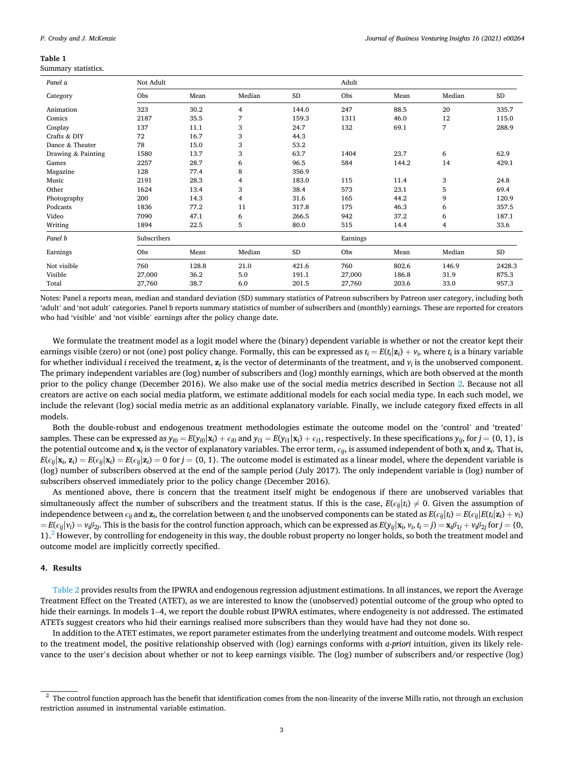**Table 1**
Summary statistics.

| *Panel a* | Not Adult | | | | Adult | | | |
|---|---|---|---|---|---|---|---|---|
| Category | Obs | Mean | Median | SD | Obs | Mean | Median | SD |
| Animation | 323 | 30.2 | 4 | 144.0 | 247 | 88.5 | 20 | 335.7 |
| Comics | 2187 | 35.5 | 7 | 159.3 | 1311 | 46.0 | 12 | 115.0 |
| Cosplay | 137 | 11.1 | 3 | 24.7 | 132 | 69.1 | 7 | 288.9 |
| Crafts & DIY | 72 | 16.7 | 3 | 44.3 | | | | |
| Dance & Theater | 78 | 15.0 | 3 | 53.2 | | | | |
| Drawing & Painting | 1580 | 13.7 | 3 | 63.7 | 1404 | 23.7 | 6 | 62.9 |
| Games | 2257 | 28.7 | 6 | 96.5 | 584 | 144.2 | 14 | 429.1 |
| Magazine | 128 | 77.4 | 8 | 356.9 | | | | |
| Music | 2191 | 28.3 | 4 | 183.0 | 115 | 11.4 | 3 | 24.8 |
| Other | 1624 | 13.4 | 3 | 38.4 | 573 | 23.1 | 5 | 69.4 |
| Photography | 200 | 14.3 | 4 | 31.6 | 165 | 44.2 | 9 | 120.9 |
| Podcasts | 1836 | 77.2 | 11 | 317.8 | 175 | 46.3 | 6 | 357.5 |
| Video | 7090 | 47.1 | 6 | 266.5 | 942 | 37.2 | 6 | 187.1 |
| Writing | 1894 | 22.5 | 5 | 80.0 | 515 | 14.4 | 4 | 33.6 |
| *Panel b* | Subscribers | | | | Earnings | | | |
| Earnings | Obs | Mean | Median | SD | Obs | Mean | Median | SD |
| Not visible | 760 | 128.8 | 21.0 | 421.6 | 760 | 802.6 | 146.9 | 2428.3 |
| Visible | 27,000 | 36.2 | 5.0 | 191.1 | 27,000 | 186.8 | 31.9 | 875.3 |
| Total | 27,760 | 38.7 | 6.0 | 201.5 | 27,760 | 203.6 | 33.0 | 957.3 |

Notes: Panel a reports mean, median and standard deviation (SD) summary statistics of Patreon subscribers by Patreon user category, including both 'adult' and 'not adult' categories. Panel b reports summary statistics of number of subscribers and (monthly) earnings. These are reported for creators who had 'visible' and 'not visible' earnings after the policy change date.

We formulate the treatment model as a logit model where the (binary) dependent variable is whether or not the creator kept their earnings visible (zero) or not (one) post policy change. Formally, this can be expressed as $t_i = E(t_i|\mathbf{z}_i) + v_i$, where $t_i$ is a binary variable for whether individual $i$ received the treatment, $\mathbf{z}_i$ is the vector of determinants of the treatment, and $v_i$ is the unobserved component. The primary independent variables are (log) number of subscribers and (log) monthly earnings, which are both observed at the month prior to the policy change (December 2016). We also make use of the social media metrics described in Section 2. Because not all creators are active on each social media platform, we estimate additional models for each social media type. In each such model, we include the relevant (log) social media metric as an additional explanatory variable. Finally, we include category fixed effects in all models.

Both the double-robust and endogenous treatment methodologies estimate the outcome model on the 'control' and 'treated' samples. These can be expressed as $y_{i0} = E(y_{i0}|\mathbf{x}_i) + \epsilon_{i0}$ and $y_{i1} = E(y_{i1}|\mathbf{x}_i) + \epsilon_{i1}$, respectively. In these specifications $y_{ij}$, for $j = \{0, 1\}$, is the potential outcome and $\mathbf{x}_i$ is the vector of explanatory variables. The error term, $\epsilon_{ij}$, is assumed independent of both $\mathbf{x}_i$ and $\mathbf{z}_i$. That is, $E(\epsilon_{ij}|\mathbf{x}_i, \mathbf{z}_i) = E(\epsilon_{ij}|\mathbf{x}_i) = E(\epsilon_{ij}|\mathbf{z}_i) = 0$ for $j = \{0, 1\}$. The outcome model is estimated as a linear model, where the dependent variable is (log) number of subscribers observed at the end of the sample period (July 2017). The only independent variable is (log) number of subscribers observed immediately prior to the policy change (December 2016).

As mentioned above, there is concern that the treatment itself might be endogenous if there are unobserved variables that simultaneously affect the number of subscribers and the treatment status. If this is the case, $E(\epsilon_{ij}|t_i) \neq 0$. Given the assumption of independence between $\epsilon_{ij}$ and $\mathbf{z}_i$, the correlation between $t_i$ and the unobserved components can be stated as $E(\epsilon_{ij}|t_i) = E(\epsilon_{ij}|E(t_i|\mathbf{z}_i) + v_i) = E(\epsilon_{ij}|v_i) = v_i\beta_{2j}$. This is the basis for the control function approach, which can be expressed as $E(y_{ij}|\mathbf{x}_i, v_i, t_i = j) = \mathbf{x}_i\beta_{1j} + v_i\beta_{2j}$ for $j = \{0, 1\}$.[2] However, by controlling for endogeneity in this way, the double robust property no longer holds, so both the treatment model and outcome model are implicitly correctly specified.

## 4. Results

Table 2 provides results from the IPWRA and endogenous regression adjustment estimations. In all instances, we report the Average Treatment Effect on the Treated (ATET), as we are interested to know the (unobserved) potential outcome of the group who opted to hide their earnings. In models 1–4, we report the double robust IPWRA estimates, where endogeneity is not addressed. The estimated ATETs suggest creators who hid their earnings realised more subscribers than they would have had they not done so.

In addition to the ATET estimates, we report parameter estimates from the underlying treatment and outcome models. With respect to the treatment model, the positive relationship observed with (log) earnings conforms with *a-priori* intuition, given its likely relevance to the user's decision about whether or not to keep earnings visible. The (log) number of subscribers and/or respective (log)

[2] The control function approach has the benefit that identification comes from the non-linearity of the inverse Mills ratio, not through an exclusion restriction assumed in instrumental variable estimation.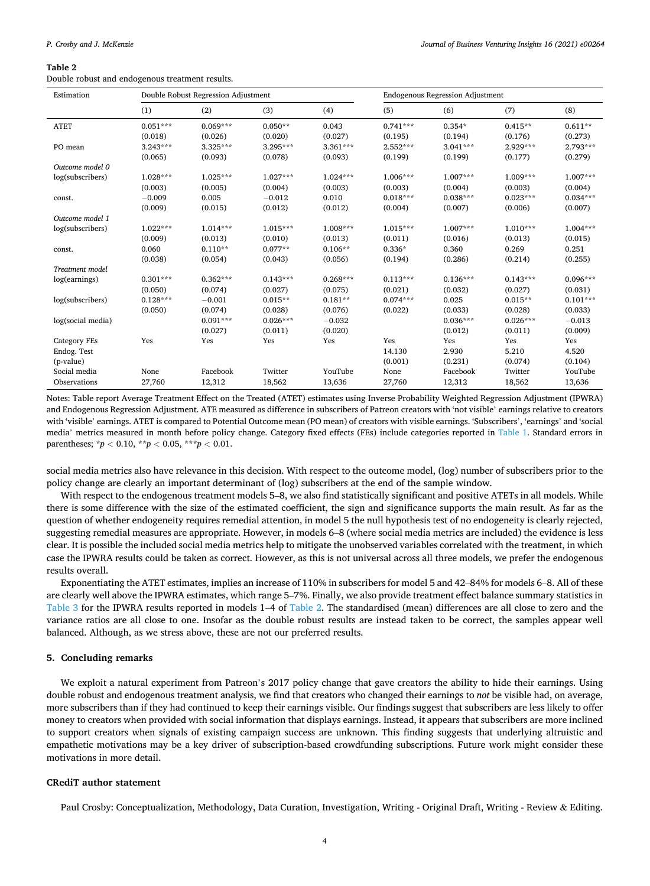**Table 2**

Double robust and endogenous treatment results.

| Estimation | Double Robust Regression Adjustment | | | | Endogenous Regression Adjustment | | | |
|---|---|---|---|---|---|---|---|---|
| | (1) | (2) | (3) | (4) | (5) | (6) | (7) | (8) |
| ATET | 0.051*** | 0.069*** | 0.050** | 0.043 | 0.741*** | 0.354* | 0.415** | 0.611** |
| | (0.018) | (0.026) | (0.020) | (0.027) | (0.195) | (0.194) | (0.176) | (0.273) |
| PO mean | 3.243*** | 3.325*** | 3.295*** | 3.361*** | 2.552*** | 3.041*** | 2.929*** | 2.793*** |
| | (0.065) | (0.093) | (0.078) | (0.093) | (0.199) | (0.199) | (0.177) | (0.279) |
| *Outcome model 0* | | | | | | | | |
| log(subscribers) | 1.028*** | 1.025*** | 1.027*** | 1.024*** | 1.006*** | 1.007*** | 1.009*** | 1.007*** |
| | (0.003) | (0.005) | (0.004) | (0.003) | (0.003) | (0.004) | (0.003) | (0.004) |
| const. | −0.009 | 0.005 | −0.012 | 0.010 | 0.018*** | 0.038*** | 0.023*** | 0.034*** |
| | (0.009) | (0.015) | (0.012) | (0.012) | (0.004) | (0.007) | (0.006) | (0.007) |
| *Outcome model 1* | | | | | | | | |
| log(subscribers) | 1.022*** | 1.014*** | 1.015*** | 1.008*** | 1.015*** | 1.007*** | 1.010*** | 1.004*** |
| | (0.009) | (0.013) | (0.010) | (0.013) | (0.011) | (0.016) | (0.013) | (0.015) |
| const. | 0.060 | 0.110** | 0.077** | 0.106** | 0.336* | 0.360 | 0.269 | 0.251 |
| | (0.038) | (0.054) | (0.043) | (0.056) | (0.194) | (0.286) | (0.214) | (0.255) |
| *Treatment model* | | | | | | | | |
| log(earnings) | 0.301*** | 0.362*** | 0.143*** | 0.268*** | 0.113*** | 0.136*** | 0.143*** | 0.096*** |
| | (0.050) | (0.074) | (0.027) | (0.075) | (0.021) | (0.032) | (0.027) | (0.031) |
| log(subscribers) | 0.128*** | −0.001 | 0.015** | 0.181** | 0.074*** | 0.025 | 0.015** | 0.101*** |
| | (0.050) | (0.074) | (0.028) | (0.076) | (0.022) | (0.033) | (0.028) | (0.033) |
| log(social media) | | 0.091*** | 0.026*** | −0.032 | | 0.036*** | 0.026*** | −0.013 |
| | | (0.027) | (0.011) | (0.020) | | (0.012) | (0.011) | (0.009) |
| Category FEs | Yes | Yes | Yes | Yes | Yes | Yes | Yes | Yes |
| Endog. Test | | | | | 14.130 | 2.930 | 5.210 | 4.520 |
| (p-value) | | | | | (0.001) | (0.231) | (0.074) | (0.104) |
| Social media | None | Facebook | Twitter | YouTube | None | Facebook | Twitter | YouTube |
| Observations | 27,760 | 12,312 | 18,562 | 13,636 | 27,760 | 12,312 | 18,562 | 13,636 |

Notes: Table report Average Treatment Effect on the Treated (ATET) estimates using Inverse Probability Weighted Regression Adjustment (IPWRA) and Endogenous Regression Adjustment. ATE measured as difference in subscribers of Patreon creators with 'not visible' earnings relative to creators with 'visible' earnings. ATET is compared to Potential Outcome mean (PO mean) of creators with visible earnings. 'Subscribers', 'earnings' and 'social media' metrics measured in month before policy change. Category fixed effects (FEs) include categories reported in Table 1. Standard errors in parentheses; $^{*}p < 0.10$, $^{**}p < 0.05$, $^{***}p < 0.01$.

social media metrics also have relevance in this decision. With respect to the outcome model, (log) number of subscribers prior to the policy change are clearly an important determinant of (log) subscribers at the end of the sample window.

With respect to the endogenous treatment models 5–8, we also find statistically significant and positive ATETs in all models. While there is some difference with the size of the estimated coefficient, the sign and significance supports the main result. As far as the question of whether endogeneity requires remedial attention, in model 5 the null hypothesis test of no endogeneity is clearly rejected, suggesting remedial measures are appropriate. However, in models 6–8 (where social media metrics are included) the evidence is less clear. It is possible the included social media metrics help to mitigate the unobserved variables correlated with the treatment, in which case the IPWRA results could be taken as correct. However, as this is not universal across all three models, we prefer the endogenous results overall.

Exponentiating the ATET estimates, implies an increase of 110% in subscribers for model 5 and 42–84% for models 6–8. All of these are clearly well above the IPWRA estimates, which range 5–7%. Finally, we also provide treatment effect balance summary statistics in Table 3 for the IPWRA results reported in models 1–4 of Table 2. The standardised (mean) differences are all close to zero and the variance ratios are all close to one. Insofar as the double robust results are instead taken to be correct, the samples appear well balanced. Although, as we stress above, these are not our preferred results.

## 5. Concluding remarks

We exploit a natural experiment from Patreon's 2017 policy change that gave creators the ability to hide their earnings. Using double robust and endogenous treatment analysis, we find that creators who changed their earnings to *not* be visible had, on average, more subscribers than if they had continued to keep their earnings visible. Our findings suggest that subscribers are less likely to offer money to creators when provided with social information that displays earnings. Instead, it appears that subscribers are more inclined to support creators when signals of existing campaign success are unknown. This finding suggests that underlying altruistic and empathetic motivations may be a key driver of subscription-based crowdfunding subscriptions. Future work might consider these motivations in more detail.

## CRediT author statement

Paul Crosby: Conceptualization, Methodology, Data Curation, Investigation, Writing - Original Draft, Writing - Review & Editing.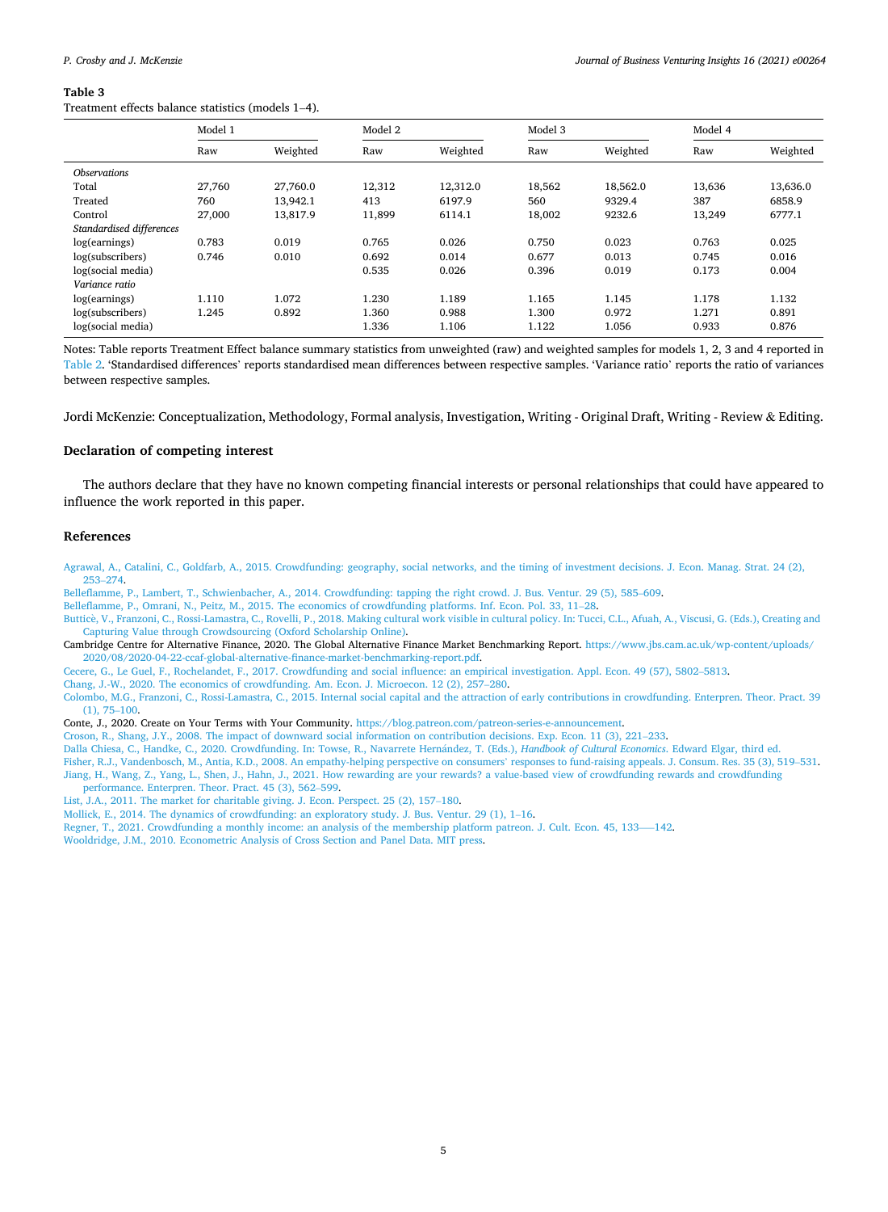**Table 3**
Treatment effects balance statistics (models 1–4).

| | Model 1 | | Model 2 | | Model 3 | | Model 4 | |
|---|---|---|---|---|---|---|---|---|
| | Raw | Weighted | Raw | Weighted | Raw | Weighted | Raw | Weighted |
| *Observations* | | | | | | | | |
| Total | 27,760 | 27,760.0 | 12,312 | 12,312.0 | 18,562 | 18,562.0 | 13,636 | 13,636.0 |
| Treated | 760 | 13,942.1 | 413 | 6197.9 | 560 | 9329.4 | 387 | 6858.9 |
| Control | 27,000 | 13,817.9 | 11,899 | 6114.1 | 18,002 | 9232.6 | 13,249 | 6777.1 |
| *Standardised differences* | | | | | | | | |
| log(earnings) | 0.783 | 0.019 | 0.765 | 0.026 | 0.750 | 0.023 | 0.763 | 0.025 |
| log(subscribers) | 0.746 | 0.010 | 0.692 | 0.014 | 0.677 | 0.013 | 0.745 | 0.016 |
| log(social media) | | | 0.535 | 0.026 | 0.396 | 0.019 | 0.173 | 0.004 |
| *Variance ratio* | | | | | | | | |
| log(earnings) | 1.110 | 1.072 | 1.230 | 1.189 | 1.165 | 1.145 | 1.178 | 1.132 |
| log(subscribers) | 1.245 | 0.892 | 1.360 | 0.988 | 1.300 | 0.972 | 1.271 | 0.891 |
| log(social media) | | | 1.336 | 1.106 | 1.122 | 1.056 | 0.933 | 0.876 |

Notes: Table reports Treatment Effect balance summary statistics from unweighted (raw) and weighted samples for models 1, 2, 3 and 4 reported in Table 2. 'Standardised differences' reports standardised mean differences between respective samples. 'Variance ratio' reports the ratio of variances between respective samples.

Jordi McKenzie: Conceptualization, Methodology, Formal analysis, Investigation, Writing - Original Draft, Writing - Review & Editing.

## Declaration of competing interest

The authors declare that they have no known competing financial interests or personal relationships that could have appeared to influence the work reported in this paper.

## References

Agrawal, A., Catalini, C., Goldfarb, A., 2015. Crowdfunding: geography, social networks, and the timing of investment decisions. J. Econ. Manag. Strat. 24 (2), 253–274.

Belleflamme, P., Lambert, T., Schwienbacher, A., 2014. Crowdfunding: tapping the right crowd. J. Bus. Ventur. 29 (5), 585–609.

Belleflamme, P., Omrani, N., Peitz, M., 2015. The economics of crowdfunding platforms. Inf. Econ. Pol. 33, 11–28.

Butticè, V., Franzoni, C., Rossi-Lamastra, C., Rovelli, P., 2018. Making cultural work visible in cultural policy. In: Tucci, C.L., Afuah, A., Viscusi, G. (Eds.), Creating and Capturing Value through Crowdsourcing (Oxford Scholarship Online).

Cambridge Centre for Alternative Finance, 2020. The Global Alternative Finance Market Benchmarking Report. https://www.jbs.cam.ac.uk/wp-content/uploads/2020/08/2020-04-22-ccaf-global-alternative-finance-market-benchmarking-report.pdf.

Cecere, G., Le Guel, F., Rochelandet, F., 2017. Crowdfunding and social influence: an empirical investigation. Appl. Econ. 49 (57), 5802–5813.

Chang, J.-W., 2020. The economics of crowdfunding. Am. Econ. J. Microecon. 12 (2), 257–280.

Colombo, M.G., Franzoni, C., Rossi-Lamastra, C., 2015. Internal social capital and the attraction of early contributions in crowdfunding. Enterpren. Theor. Pract. 39 (1), 75–100.

Conte, J., 2020. Create on Your Terms with Your Community. https://blog.patreon.com/patreon-series-e-announcement.

Croson, R., Shang, J.Y., 2008. The impact of downward social information on contribution decisions. Exp. Econ. 11 (3), 221–233.

Dalla Chiesa, C., Handke, C., 2020. Crowdfunding. In: Towse, R., Navarrete Hernández, T. (Eds.), *Handbook of Cultural Economics*. Edward Elgar, third ed.

Fisher, R.J., Vandenbosch, M., Antia, K.D., 2008. An empathy-helping perspective on consumers' responses to fund-raising appeals. J. Consum. Res. 35 (3), 519–531.

Jiang, H., Wang, Z., Yang, L., Shen, J., Hahn, J., 2021. How rewarding are your rewards? a value-based view of crowdfunding rewards and crowdfunding performance. Enterpren. Theor. Pract. 45 (3), 562–599.

List, J.A., 2011. The market for charitable giving. J. Econ. Perspect. 25 (2), 157–180.

Mollick, E., 2014. The dynamics of crowdfunding: an exploratory study. J. Bus. Ventur. 29 (1), 1–16.

Regner, T., 2021. Crowdfunding a monthly income: an analysis of the membership platform patreon. J. Cult. Econ. 45, 133—–142.

Wooldridge, J.M., 2010. Econometric Analysis of Cross Section and Panel Data. MIT press.